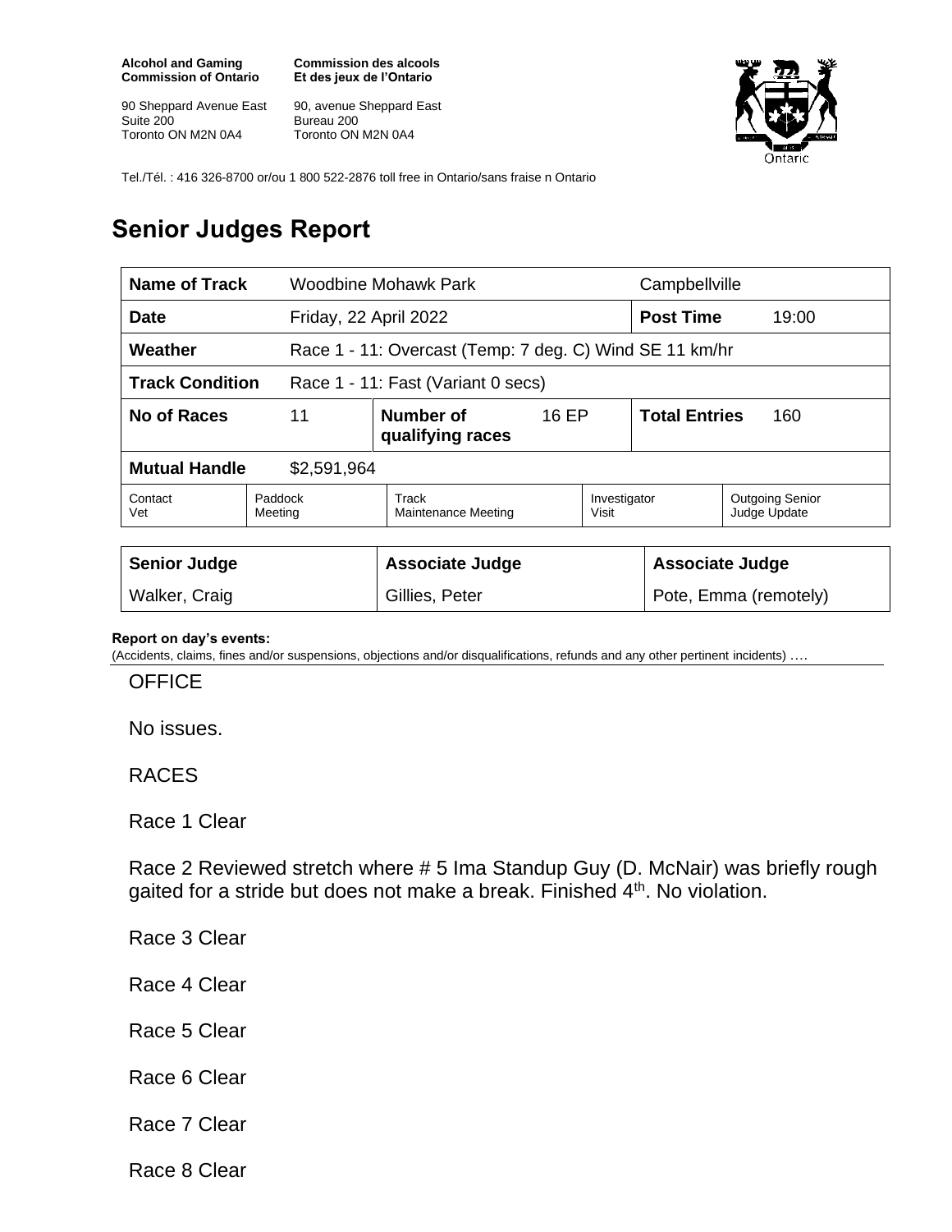**Alcohol and Gaming Commission of Ontario**

90 Sheppard Avenue East
Suite 200
Toronto ON M2N 0A4

**Commission des alcools Et des jeux de l'Ontario**

90, avenue Sheppard East
Bureau 200
Toronto ON M2N 0A4

Tel./Tél. : 416 326-8700 or/ou 1 800 522-2876 toll free in Ontario/sans fraise n Ontario

# Senior Judges Report

| **Name of Track** | Woodbine Mohawk Park | | | Campbellville | |
|---|---|---|---|---|---|
| **Date** | Friday, 22 April 2022 | | | **Post Time** | 19:00 |
| **Weather** | Race 1 - 11: Overcast (Temp: 7 deg. C) Wind SE 11 km/hr | | | | |
| **Track Condition** | Race 1 - 11: Fast (Variant 0 secs) | | | | |
| **No of Races** | 11 | **Number of qualifying races** | 16 EP | **Total Entries** | 160 |
| **Mutual Handle** | $2,591,964 | | | | |
| Contact Vet | Paddock Meeting | Track Maintenance Meeting | Investigator Visit | Outgoing Senior Judge Update | |

| Senior Judge | Associate Judge | Associate Judge |
|---|---|---|
| Walker, Craig | Gillies, Peter | Pote, Emma (remotely) |

**Report on day's events:**
(Accidents, claims, fines and/or suspensions, objections and/or disqualifications, refunds and any other pertinent incidents) ….

OFFICE

No issues.

RACES

Race 1 Clear

Race 2 Reviewed stretch where # 5 Ima Standup Guy (D. McNair) was briefly rough gaited for a stride but does not make a break. Finished 4th. No violation.

Race 3 Clear

Race 4 Clear

Race 5 Clear

Race 6 Clear

Race 7 Clear

Race 8 Clear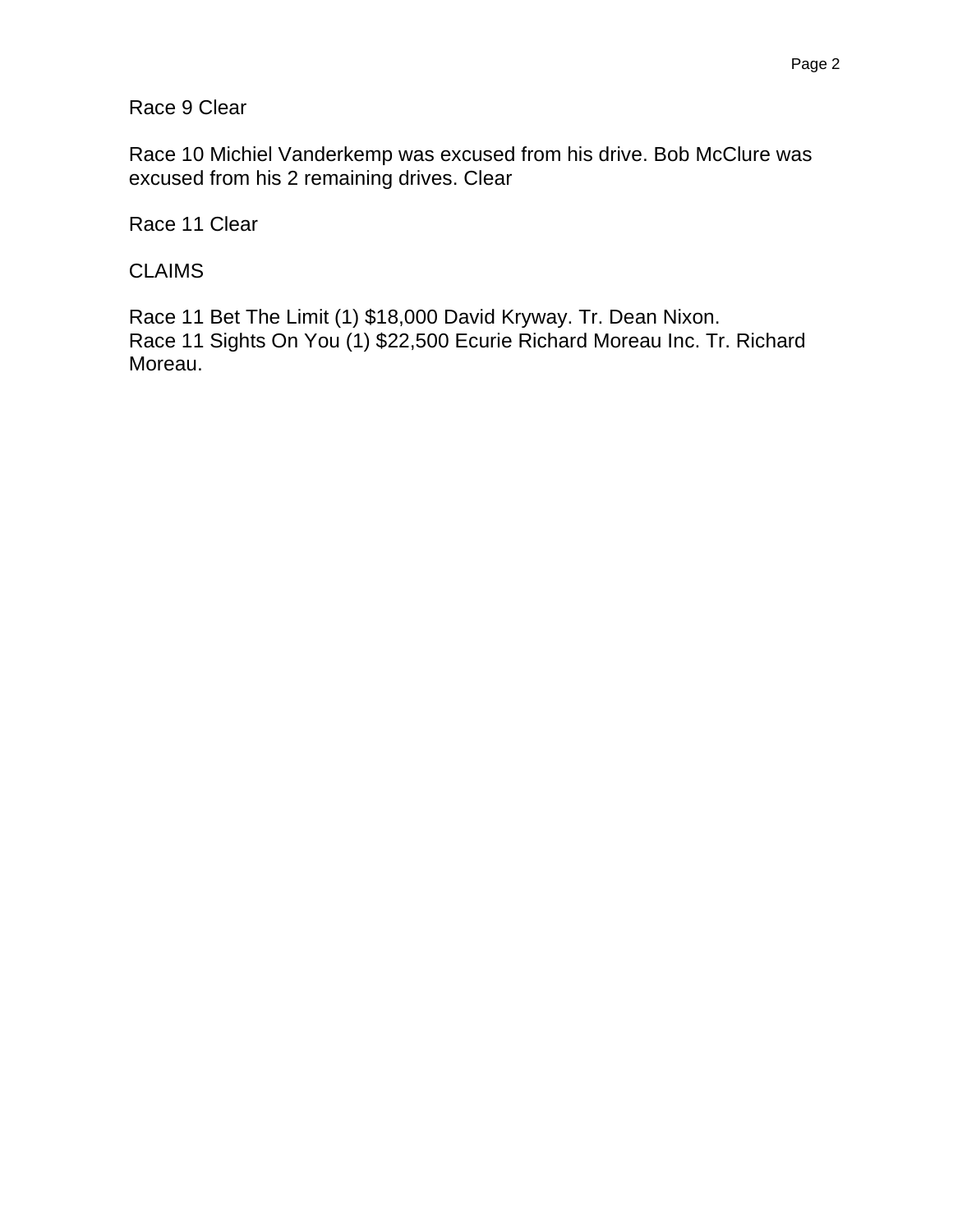Race 9 Clear

Race 10 Michiel Vanderkemp was excused from his drive. Bob McClure was excused from his 2 remaining drives. Clear

Race 11 Clear

CLAIMS

Race 11 Bet The Limit (1) $18,000 David Kryway. Tr. Dean Nixon.
Race 11 Sights On You (1) $22,500 Ecurie Richard Moreau Inc. Tr. Richard Moreau.